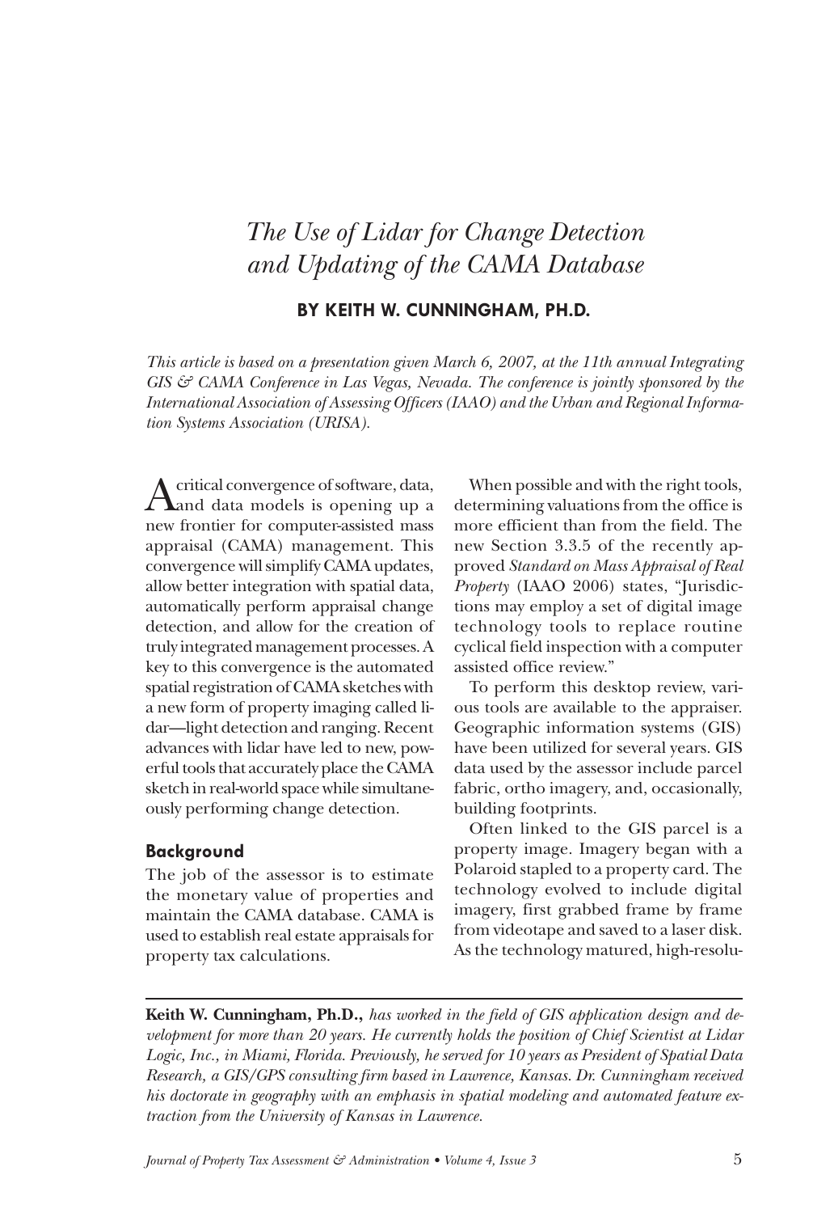# *The Use of Lidar for Change Detection and Updating of the CAMA Database*

**BY KEITH W. CUNNINGHAM, PH.D.**

*This article is based on a presentation given March 6, 2007, at the 11th annual Integrating GIS & CAMA Conference in Las Vegas, Nevada. The conference is jointly sponsored by the International Association of Assessing Officers (IAAO) and the Urban and Regional Information Systems Association (URISA).*

A critical convergence of software, data, and data models is opening up a new frontier for computer-assisted mass appraisal (CAMA) management. This convergence will simplify CAMA updates, allow better integration with spatial data, automatically perform appraisal change detection, and allow for the creation of truly integrated management processes. A key to this convergence is the automated spatial registration of CAMA sketches with a new form of property imaging called lidar—light detection and ranging. Recent advances with lidar have led to new, powerful tools that accurately place the CAMA sketch in real-world space while simultaneously performing change detection.

## Background

The job of the assessor is to estimate the monetary value of properties and maintain the CAMA database. CAMA is used to establish real estate appraisals for property tax calculations.

When possible and with the right tools, determining valuations from the office is more efficient than from the field. The new Section 3.3.5 of the recently approved *Standard on Mass Appraisal of Real Property* (IAAO 2006) states, "Jurisdictions may employ a set of digital image technology tools to replace routine cyclical field inspection with a computer assisted office review."

To perform this desktop review, various tools are available to the appraiser. Geographic information systems (GIS) have been utilized for several years. GIS data used by the assessor include parcel fabric, ortho imagery, and, occasionally, building footprints.

Often linked to the GIS parcel is a property image. Imagery began with a Polaroid stapled to a property card. The technology evolved to include digital imagery, first grabbed frame by frame from videotape and saved to a laser disk. As the technology matured, high-resolu-

---

**Keith W. Cunningham, Ph.D.,** *has worked in the field of GIS application design and development for more than 20 years. He currently holds the position of Chief Scientist at Lidar Logic, Inc., in Miami, Florida. Previously, he served for 10 years as President of Spatial Data Research, a GIS/GPS consulting firm based in Lawrence, Kansas. Dr. Cunningham received his doctorate in geography with an emphasis in spatial modeling and automated feature extraction from the University of Kansas in Lawrence.*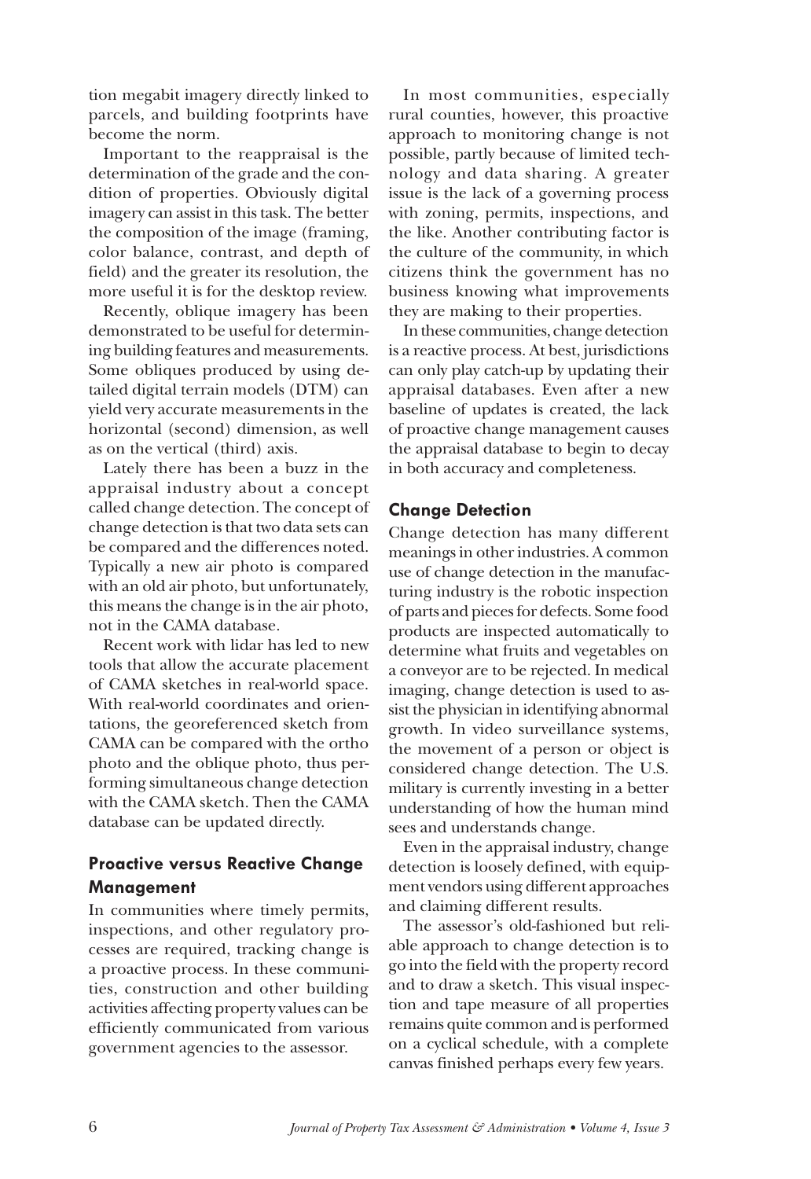tion megabit imagery directly linked to parcels, and building footprints have become the norm.

Important to the reappraisal is the determination of the grade and the condition of properties. Obviously digital imagery can assist in this task. The better the composition of the image (framing, color balance, contrast, and depth of field) and the greater its resolution, the more useful it is for the desktop review.

Recently, oblique imagery has been demonstrated to be useful for determining building features and measurements. Some obliques produced by using detailed digital terrain models (DTM) can yield very accurate measurements in the horizontal (second) dimension, as well as on the vertical (third) axis.

Lately there has been a buzz in the appraisal industry about a concept called change detection. The concept of change detection is that two data sets can be compared and the differences noted. Typically a new air photo is compared with an old air photo, but unfortunately, this means the change is in the air photo, not in the CAMA database.

Recent work with lidar has led to new tools that allow the accurate placement of CAMA sketches in real-world space. With real-world coordinates and orientations, the georeferenced sketch from CAMA can be compared with the ortho photo and the oblique photo, thus performing simultaneous change detection with the CAMA sketch. Then the CAMA database can be updated directly.

## Proactive versus Reactive Change Management

In communities where timely permits, inspections, and other regulatory processes are required, tracking change is a proactive process. In these communities, construction and other building activities affecting property values can be efficiently communicated from various government agencies to the assessor.

In most communities, especially rural counties, however, this proactive approach to monitoring change is not possible, partly because of limited technology and data sharing. A greater issue is the lack of a governing process with zoning, permits, inspections, and the like. Another contributing factor is the culture of the community, in which citizens think the government has no business knowing what improvements they are making to their properties.

In these communities, change detection is a reactive process. At best, jurisdictions can only play catch-up by updating their appraisal databases. Even after a new baseline of updates is created, the lack of proactive change management causes the appraisal database to begin to decay in both accuracy and completeness.

## Change Detection

Change detection has many different meanings in other industries. A common use of change detection in the manufacturing industry is the robotic inspection of parts and pieces for defects. Some food products are inspected automatically to determine what fruits and vegetables on a conveyor are to be rejected. In medical imaging, change detection is used to assist the physician in identifying abnormal growth. In video surveillance systems, the movement of a person or object is considered change detection. The U.S. military is currently investing in a better understanding of how the human mind sees and understands change.

Even in the appraisal industry, change detection is loosely defined, with equipment vendors using different approaches and claiming different results.

The assessor's old-fashioned but reliable approach to change detection is to go into the field with the property record and to draw a sketch. This visual inspection and tape measure of all properties remains quite common and is performed on a cyclical schedule, with a complete canvas finished perhaps every few years.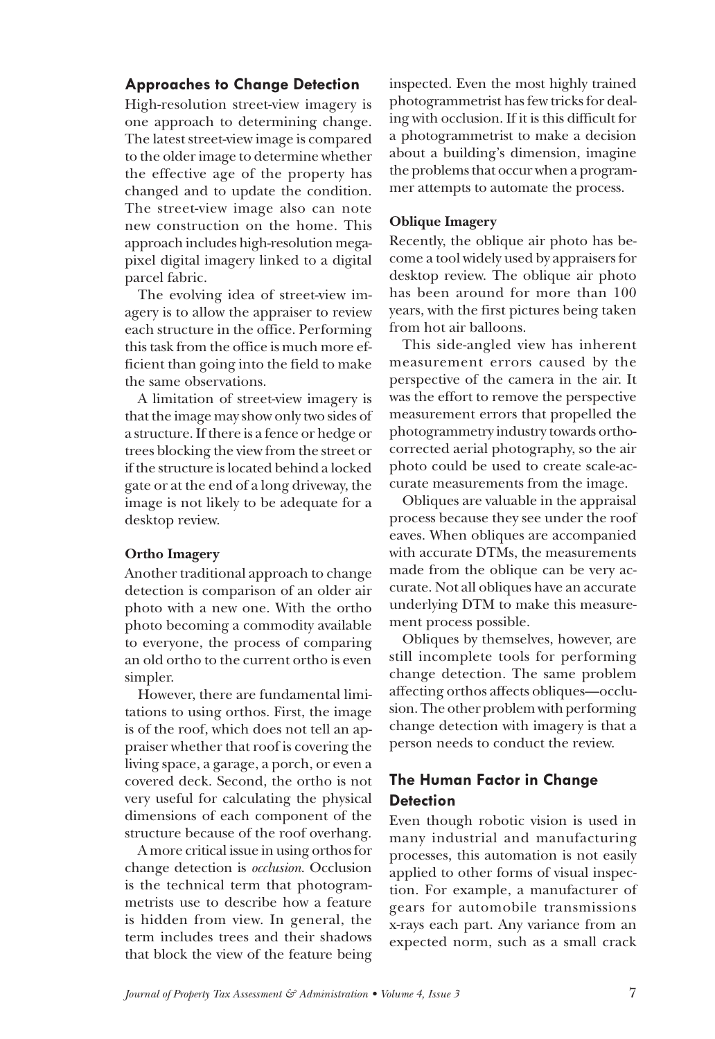## Approaches to Change Detection

High-resolution street-view imagery is one approach to determining change. The latest street-view image is compared to the older image to determine whether the effective age of the property has changed and to update the condition. The street-view image also can note new construction on the home. This approach includes high-resolution megapixel digital imagery linked to a digital parcel fabric.

The evolving idea of street-view imagery is to allow the appraiser to review each structure in the office. Performing this task from the office is much more efficient than going into the field to make the same observations.

A limitation of street-view imagery is that the image may show only two sides of a structure. If there is a fence or hedge or trees blocking the view from the street or if the structure is located behind a locked gate or at the end of a long driveway, the image is not likely to be adequate for a desktop review.

### Ortho Imagery

Another traditional approach to change detection is comparison of an older air photo with a new one. With the ortho photo becoming a commodity available to everyone, the process of comparing an old ortho to the current ortho is even simpler.

However, there are fundamental limitations to using orthos. First, the image is of the roof, which does not tell an appraiser whether that roof is covering the living space, a garage, a porch, or even a covered deck. Second, the ortho is not very useful for calculating the physical dimensions of each component of the structure because of the roof overhang.

A more critical issue in using orthos for change detection is *occlusion*. Occlusion is the technical term that photogrammetrists use to describe how a feature is hidden from view. In general, the term includes trees and their shadows that block the view of the feature being inspected. Even the most highly trained photogrammetrist has few tricks for dealing with occlusion. If it is this difficult for a photogrammetrist to make a decision about a building's dimension, imagine the problems that occur when a programmer attempts to automate the process.

### Oblique Imagery

Recently, the oblique air photo has become a tool widely used by appraisers for desktop review. The oblique air photo has been around for more than 100 years, with the first pictures being taken from hot air balloons.

This side-angled view has inherent measurement errors caused by the perspective of the camera in the air. It was the effort to remove the perspective measurement errors that propelled the photogrammetry industry towards ortho-corrected aerial photography, so the air photo could be used to create scale-accurate measurements from the image.

Obliques are valuable in the appraisal process because they see under the roof eaves. When obliques are accompanied with accurate DTMs, the measurements made from the oblique can be very accurate. Not all obliques have an accurate underlying DTM to make this measurement process possible.

Obliques by themselves, however, are still incomplete tools for performing change detection. The same problem affecting orthos affects obliques—occlusion. The other problem with performing change detection with imagery is that a person needs to conduct the review.

## The Human Factor in Change Detection

Even though robotic vision is used in many industrial and manufacturing processes, this automation is not easily applied to other forms of visual inspection. For example, a manufacturer of gears for automobile transmissions x-rays each part. Any variance from an expected norm, such as a small crack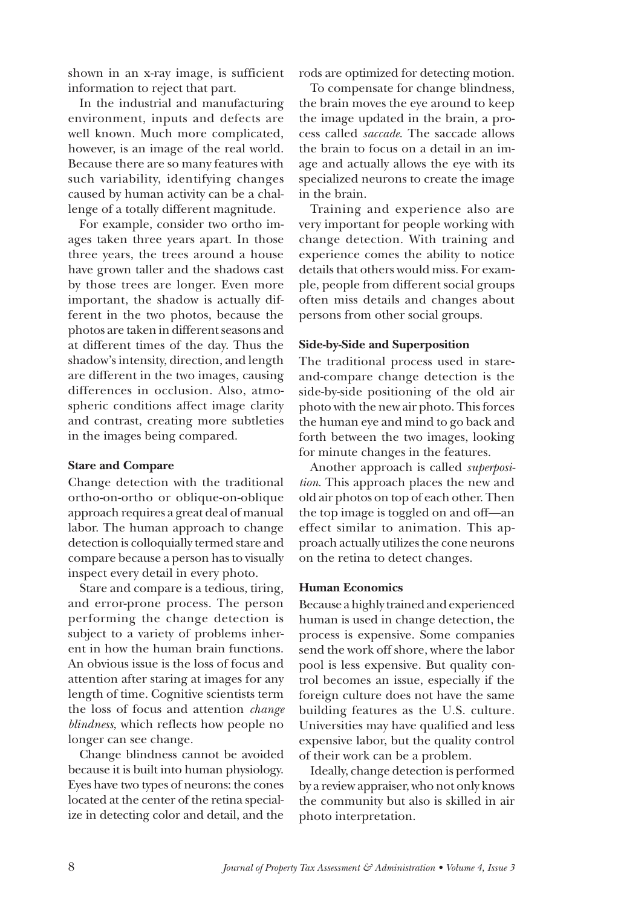shown in an x-ray image, is sufficient information to reject that part.

In the industrial and manufacturing environment, inputs and defects are well known. Much more complicated, however, is an image of the real world. Because there are so many features with such variability, identifying changes caused by human activity can be a challenge of a totally different magnitude.

For example, consider two ortho images taken three years apart. In those three years, the trees around a house have grown taller and the shadows cast by those trees are longer. Even more important, the shadow is actually different in the two photos, because the photos are taken in different seasons and at different times of the day. Thus the shadow's intensity, direction, and length are different in the two images, causing differences in occlusion. Also, atmospheric conditions affect image clarity and contrast, creating more subtleties in the images being compared.

**Stare and Compare**

Change detection with the traditional ortho-on-ortho or oblique-on-oblique approach requires a great deal of manual labor. The human approach to change detection is colloquially termed stare and compare because a person has to visually inspect every detail in every photo.

Stare and compare is a tedious, tiring, and error-prone process. The person performing the change detection is subject to a variety of problems inherent in how the human brain functions. An obvious issue is the loss of focus and attention after staring at images for any length of time. Cognitive scientists term the loss of focus and attention *change blindness*, which reflects how people no longer can see change.

Change blindness cannot be avoided because it is built into human physiology. Eyes have two types of neurons: the cones located at the center of the retina specialize in detecting color and detail, and the rods are optimized for detecting motion.

To compensate for change blindness, the brain moves the eye around to keep the image updated in the brain, a process called *saccade*. The saccade allows the brain to focus on a detail in an image and actually allows the eye with its specialized neurons to create the image in the brain.

Training and experience also are very important for people working with change detection. With training and experience comes the ability to notice details that others would miss. For example, people from different social groups often miss details and changes about persons from other social groups.

**Side-by-Side and Superposition**

The traditional process used in stare-and-compare change detection is the side-by-side positioning of the old air photo with the new air photo. This forces the human eye and mind to go back and forth between the two images, looking for minute changes in the features.

Another approach is called *superposition*. This approach places the new and old air photos on top of each other. Then the top image is toggled on and off—an effect similar to animation. This approach actually utilizes the cone neurons on the retina to detect changes.

**Human Economics**

Because a highly trained and experienced human is used in change detection, the process is expensive. Some companies send the work off shore, where the labor pool is less expensive. But quality control becomes an issue, especially if the foreign culture does not have the same building features as the U.S. culture. Universities may have qualified and less expensive labor, but the quality control of their work can be a problem.

Ideally, change detection is performed by a review appraiser, who not only knows the community but also is skilled in air photo interpretation.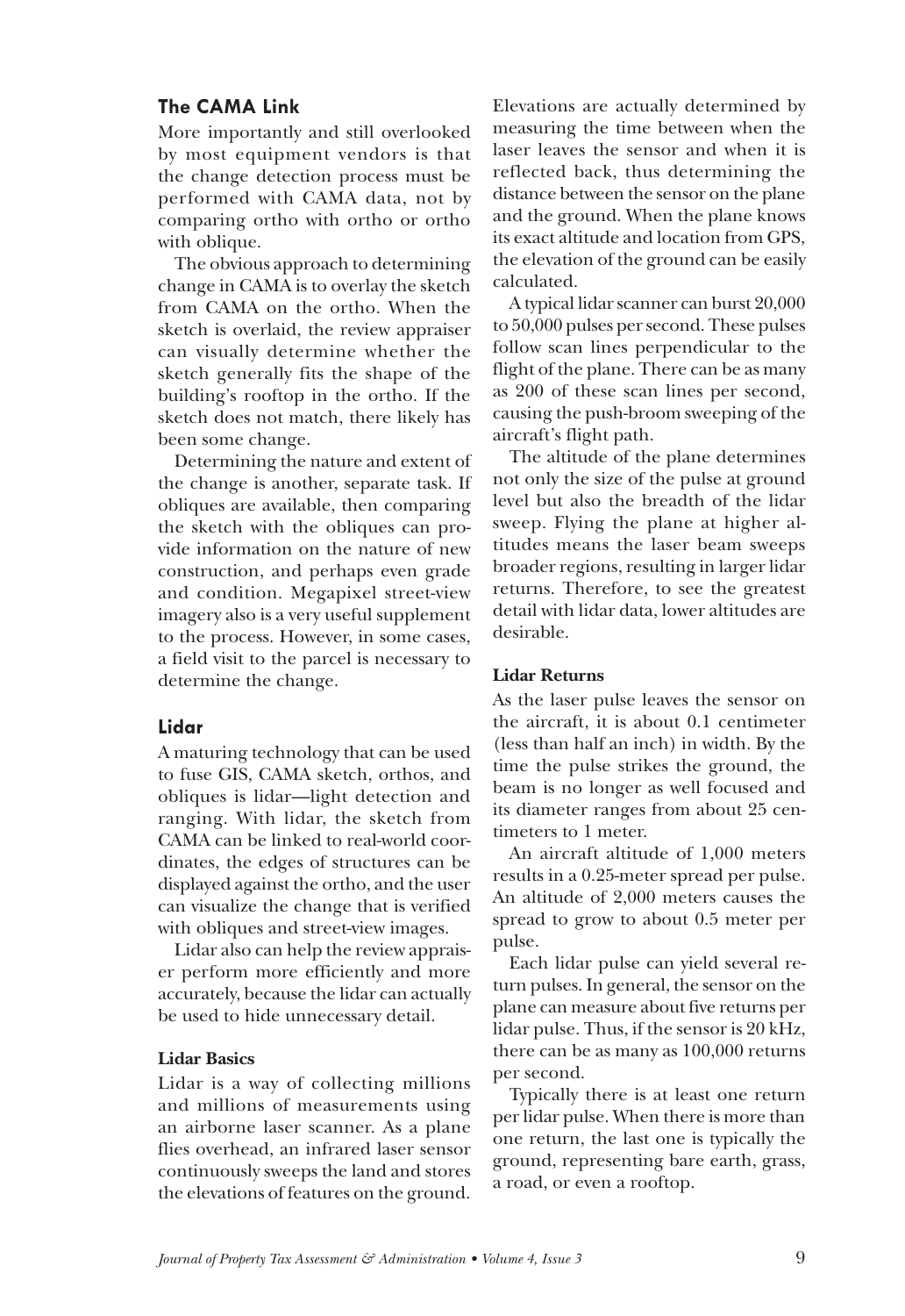## The CAMA Link

More importantly and still overlooked by most equipment vendors is that the change detection process must be performed with CAMA data, not by comparing ortho with ortho or ortho with oblique.

The obvious approach to determining change in CAMA is to overlay the sketch from CAMA on the ortho. When the sketch is overlaid, the review appraiser can visually determine whether the sketch generally fits the shape of the building's rooftop in the ortho. If the sketch does not match, there likely has been some change.

Determining the nature and extent of the change is another, separate task. If obliques are available, then comparing the sketch with the obliques can provide information on the nature of new construction, and perhaps even grade and condition. Megapixel street-view imagery also is a very useful supplement to the process. However, in some cases, a field visit to the parcel is necessary to determine the change.

## Lidar

A maturing technology that can be used to fuse GIS, CAMA sketch, orthos, and obliques is lidar—light detection and ranging. With lidar, the sketch from CAMA can be linked to real-world coordinates, the edges of structures can be displayed against the ortho, and the user can visualize the change that is verified with obliques and street-view images.

Lidar also can help the review appraiser perform more efficiently and more accurately, because the lidar can actually be used to hide unnecessary detail.

### Lidar Basics

Lidar is a way of collecting millions and millions of measurements using an airborne laser scanner. As a plane flies overhead, an infrared laser sensor continuously sweeps the land and stores the elevations of features on the ground. Elevations are actually determined by measuring the time between when the laser leaves the sensor and when it is reflected back, thus determining the distance between the sensor on the plane and the ground. When the plane knows its exact altitude and location from GPS, the elevation of the ground can be easily calculated.

A typical lidar scanner can burst 20,000 to 50,000 pulses per second. These pulses follow scan lines perpendicular to the flight of the plane. There can be as many as 200 of these scan lines per second, causing the push-broom sweeping of the aircraft's flight path.

The altitude of the plane determines not only the size of the pulse at ground level but also the breadth of the lidar sweep. Flying the plane at higher altitudes means the laser beam sweeps broader regions, resulting in larger lidar returns. Therefore, to see the greatest detail with lidar data, lower altitudes are desirable.

### Lidar Returns

As the laser pulse leaves the sensor on the aircraft, it is about 0.1 centimeter (less than half an inch) in width. By the time the pulse strikes the ground, the beam is no longer as well focused and its diameter ranges from about 25 centimeters to 1 meter.

An aircraft altitude of 1,000 meters results in a 0.25-meter spread per pulse. An altitude of 2,000 meters causes the spread to grow to about 0.5 meter per pulse.

Each lidar pulse can yield several return pulses. In general, the sensor on the plane can measure about five returns per lidar pulse. Thus, if the sensor is 20 kHz, there can be as many as 100,000 returns per second.

Typically there is at least one return per lidar pulse. When there is more than one return, the last one is typically the ground, representing bare earth, grass, a road, or even a rooftop.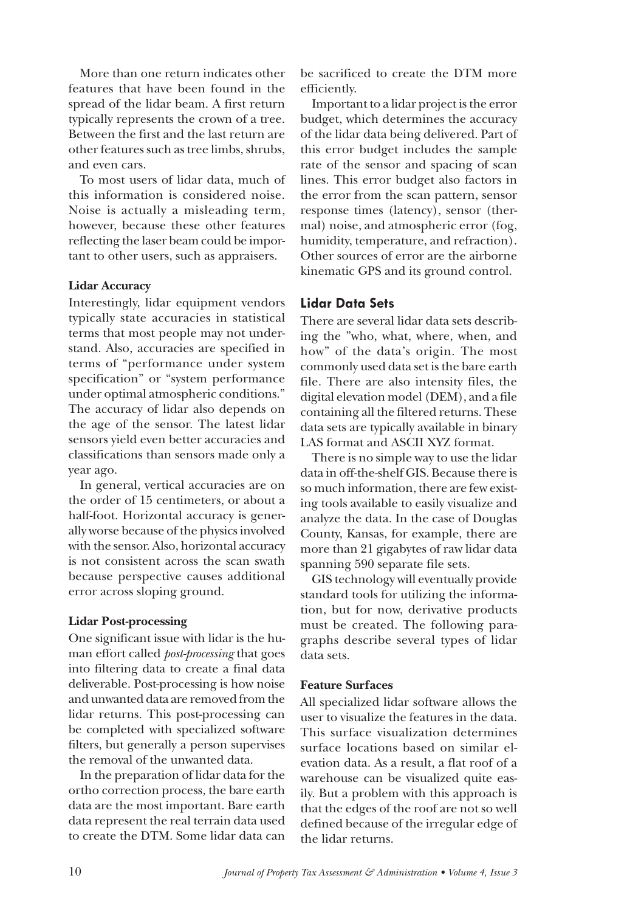More than one return indicates other features that have been found in the spread of the lidar beam. A first return typically represents the crown of a tree. Between the first and the last return are other features such as tree limbs, shrubs, and even cars.

To most users of lidar data, much of this information is considered noise. Noise is actually a misleading term, however, because these other features reflecting the laser beam could be important to other users, such as appraisers.

**Lidar Accuracy**

Interestingly, lidar equipment vendors typically state accuracies in statistical terms that most people may not understand. Also, accuracies are specified in terms of "performance under system specification" or "system performance under optimal atmospheric conditions." The accuracy of lidar also depends on the age of the sensor. The latest lidar sensors yield even better accuracies and classifications than sensors made only a year ago.

In general, vertical accuracies are on the order of 15 centimeters, or about a half-foot. Horizontal accuracy is generally worse because of the physics involved with the sensor. Also, horizontal accuracy is not consistent across the scan swath because perspective causes additional error across sloping ground.

**Lidar Post-processing**

One significant issue with lidar is the human effort called *post-processing* that goes into filtering data to create a final data deliverable. Post-processing is how noise and unwanted data are removed from the lidar returns. This post-processing can be completed with specialized software filters, but generally a person supervises the removal of the unwanted data.

In the preparation of lidar data for the ortho correction process, the bare earth data are the most important. Bare earth data represent the real terrain data used to create the DTM. Some lidar data can be sacrificed to create the DTM more efficiently.

Important to a lidar project is the error budget, which determines the accuracy of the lidar data being delivered. Part of this error budget includes the sample rate of the sensor and spacing of scan lines. This error budget also factors in the error from the scan pattern, sensor response times (latency), sensor (thermal) noise, and atmospheric error (fog, humidity, temperature, and refraction). Other sources of error are the airborne kinematic GPS and its ground control.

## Lidar Data Sets

There are several lidar data sets describing the "who, what, where, when, and how" of the data's origin. The most commonly used data set is the bare earth file. There are also intensity files, the digital elevation model (DEM), and a file containing all the filtered returns. These data sets are typically available in binary LAS format and ASCII XYZ format.

There is no simple way to use the lidar data in off-the-shelf GIS. Because there is so much information, there are few existing tools available to easily visualize and analyze the data. In the case of Douglas County, Kansas, for example, there are more than 21 gigabytes of raw lidar data spanning 590 separate file sets.

GIS technology will eventually provide standard tools for utilizing the information, but for now, derivative products must be created. The following paragraphs describe several types of lidar data sets.

**Feature Surfaces**

All specialized lidar software allows the user to visualize the features in the data. This surface visualization determines surface locations based on similar elevation data. As a result, a flat roof of a warehouse can be visualized quite easily. But a problem with this approach is that the edges of the roof are not so well defined because of the irregular edge of the lidar returns.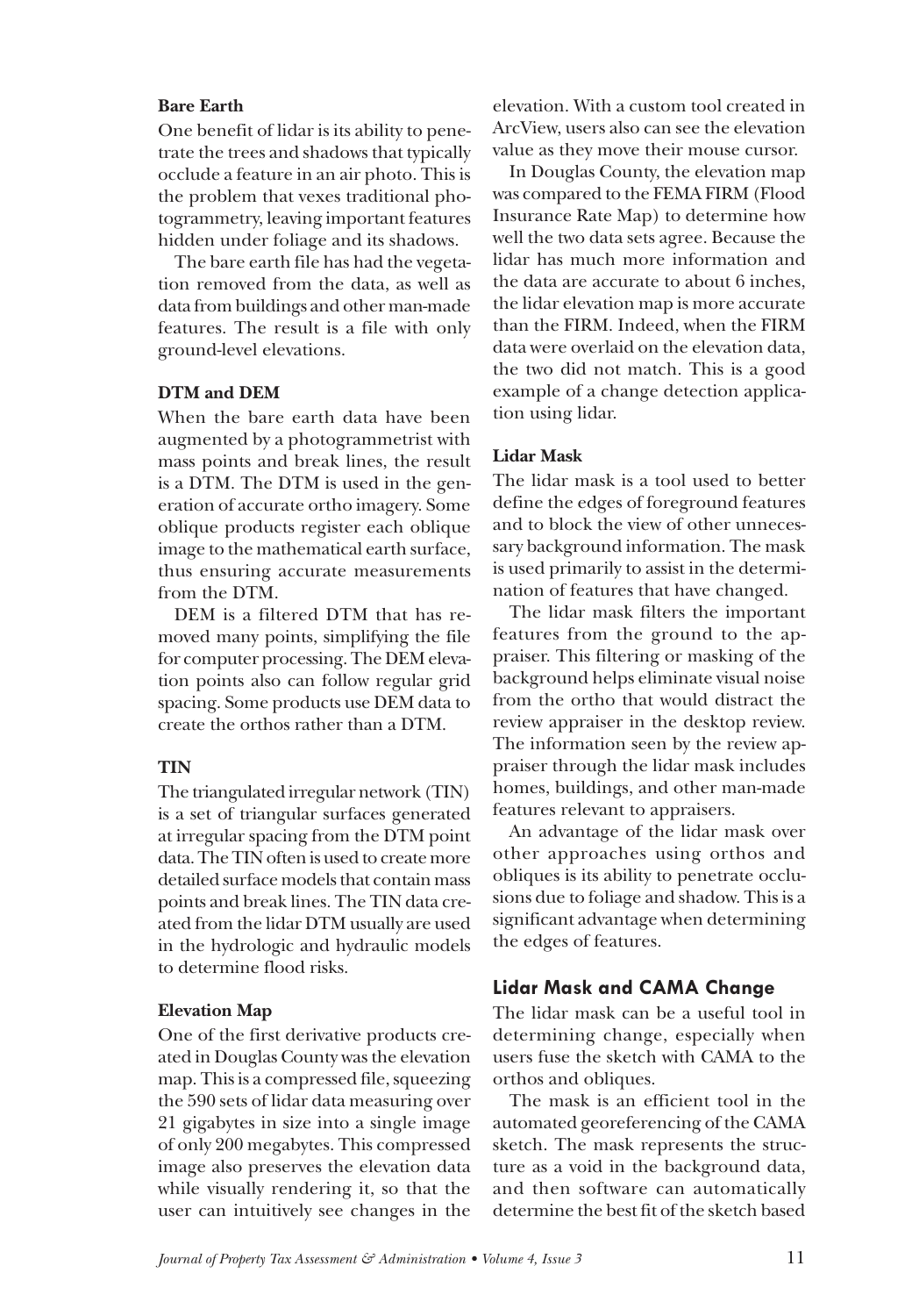**Bare Earth**

One benefit of lidar is its ability to penetrate the trees and shadows that typically occlude a feature in an air photo. This is the problem that vexes traditional photogrammetry, leaving important features hidden under foliage and its shadows.

The bare earth file has had the vegetation removed from the data, as well as data from buildings and other man-made features. The result is a file with only ground-level elevations.

**DTM and DEM**

When the bare earth data have been augmented by a photogrammetrist with mass points and break lines, the result is a DTM. The DTM is used in the generation of accurate ortho imagery. Some oblique products register each oblique image to the mathematical earth surface, thus ensuring accurate measurements from the DTM.

DEM is a filtered DTM that has removed many points, simplifying the file for computer processing. The DEM elevation points also can follow regular grid spacing. Some products use DEM data to create the orthos rather than a DTM.

**TIN**

The triangulated irregular network (TIN) is a set of triangular surfaces generated at irregular spacing from the DTM point data. The TIN often is used to create more detailed surface models that contain mass points and break lines. The TIN data created from the lidar DTM usually are used in the hydrologic and hydraulic models to determine flood risks.

**Elevation Map**

One of the first derivative products created in Douglas County was the elevation map. This is a compressed file, squeezing the 590 sets of lidar data measuring over 21 gigabytes in size into a single image of only 200 megabytes. This compressed image also preserves the elevation data while visually rendering it, so that the user can intuitively see changes in the elevation. With a custom tool created in ArcView, users also can see the elevation value as they move their mouse cursor.

In Douglas County, the elevation map was compared to the FEMA FIRM (Flood Insurance Rate Map) to determine how well the two data sets agree. Because the lidar has much more information and the data are accurate to about 6 inches, the lidar elevation map is more accurate than the FIRM. Indeed, when the FIRM data were overlaid on the elevation data, the two did not match. This is a good example of a change detection application using lidar.

**Lidar Mask**

The lidar mask is a tool used to better define the edges of foreground features and to block the view of other unnecessary background information. The mask is used primarily to assist in the determination of features that have changed.

The lidar mask filters the important features from the ground to the appraiser. This filtering or masking of the background helps eliminate visual noise from the ortho that would distract the review appraiser in the desktop review. The information seen by the review appraiser through the lidar mask includes homes, buildings, and other man-made features relevant to appraisers.

An advantage of the lidar mask over other approaches using orthos and obliques is its ability to penetrate occlusions due to foliage and shadow. This is a significant advantage when determining the edges of features.

## Lidar Mask and CAMA Change

The lidar mask can be a useful tool in determining change, especially when users fuse the sketch with CAMA to the orthos and obliques.

The mask is an efficient tool in the automated georeferencing of the CAMA sketch. The mask represents the structure as a void in the background data, and then software can automatically determine the best fit of the sketch based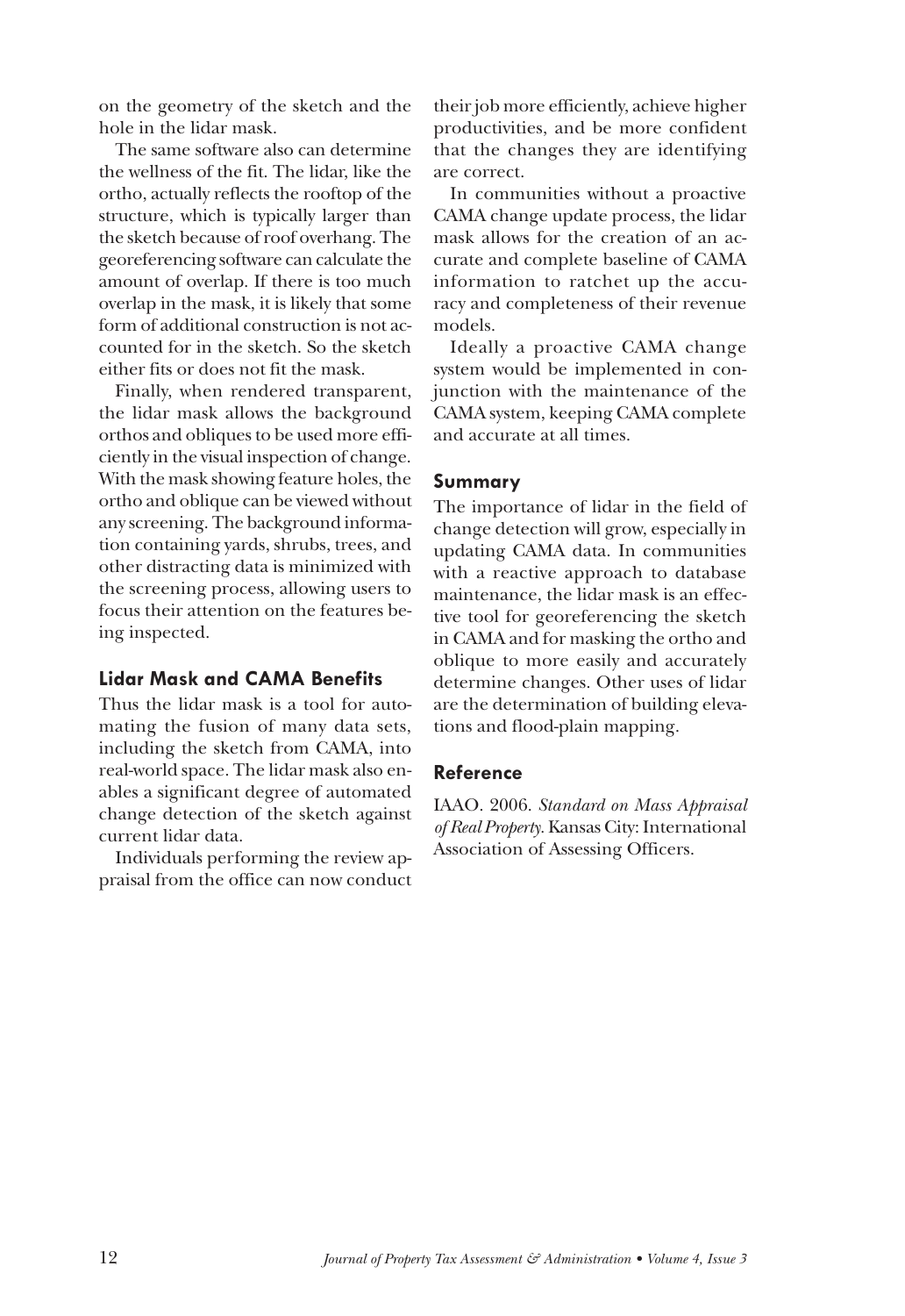on the geometry of the sketch and the hole in the lidar mask.

The same software also can determine the wellness of the fit. The lidar, like the ortho, actually reflects the rooftop of the structure, which is typically larger than the sketch because of roof overhang. The georeferencing software can calculate the amount of overlap. If there is too much overlap in the mask, it is likely that some form of additional construction is not accounted for in the sketch. So the sketch either fits or does not fit the mask.

Finally, when rendered transparent, the lidar mask allows the background orthos and obliques to be used more efficiently in the visual inspection of change. With the mask showing feature holes, the ortho and oblique can be viewed without any screening. The background information containing yards, shrubs, trees, and other distracting data is minimized with the screening process, allowing users to focus their attention on the features being inspected.

### Lidar Mask and CAMA Benefits

Thus the lidar mask is a tool for automating the fusion of many data sets, including the sketch from CAMA, into real-world space. The lidar mask also enables a significant degree of automated change detection of the sketch against current lidar data.

Individuals performing the review appraisal from the office can now conduct their job more efficiently, achieve higher productivities, and be more confident that the changes they are identifying are correct.

In communities without a proactive CAMA change update process, the lidar mask allows for the creation of an accurate and complete baseline of CAMA information to ratchet up the accuracy and completeness of their revenue models.

Ideally a proactive CAMA change system would be implemented in conjunction with the maintenance of the CAMA system, keeping CAMA complete and accurate at all times.

### Summary

The importance of lidar in the field of change detection will grow, especially in updating CAMA data. In communities with a reactive approach to database maintenance, the lidar mask is an effective tool for georeferencing the sketch in CAMA and for masking the ortho and oblique to more easily and accurately determine changes. Other uses of lidar are the determination of building elevations and flood-plain mapping.

### Reference

IAAO. 2006. *Standard on Mass Appraisal of Real Property*. Kansas City: International Association of Assessing Officers.